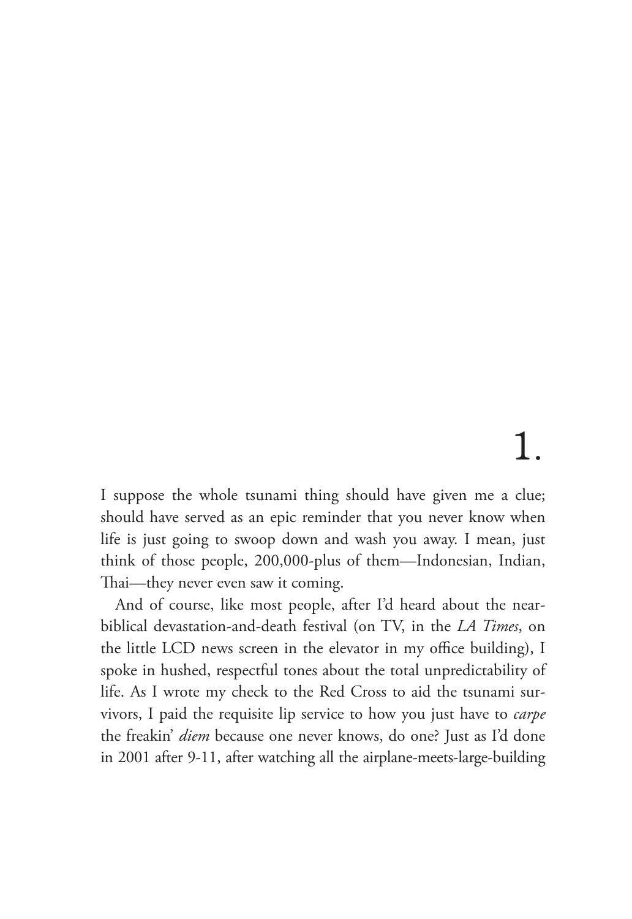# 1.

I suppose the whole tsunami thing should have given me a clue; should have served as an epic reminder that you never know when life is just going to swoop down and wash you away. I mean, just think of those people, 200,000-plus of them—Indonesian, Indian, Thai—they never even saw it coming.

And of course, like most people, after I'd heard about the near-biblical devastation-and-death festival (on TV, in the *LA Times*, on the little LCD news screen in the elevator in my office building), I spoke in hushed, respectful tones about the total unpredictability of life. As I wrote my check to the Red Cross to aid the tsunami survivors, I paid the requisite lip service to how you just have to *carpe* the freakin' *diem* because one never knows, do one? Just as I'd done in 2001 after 9-11, after watching all the airplane-meets-large-building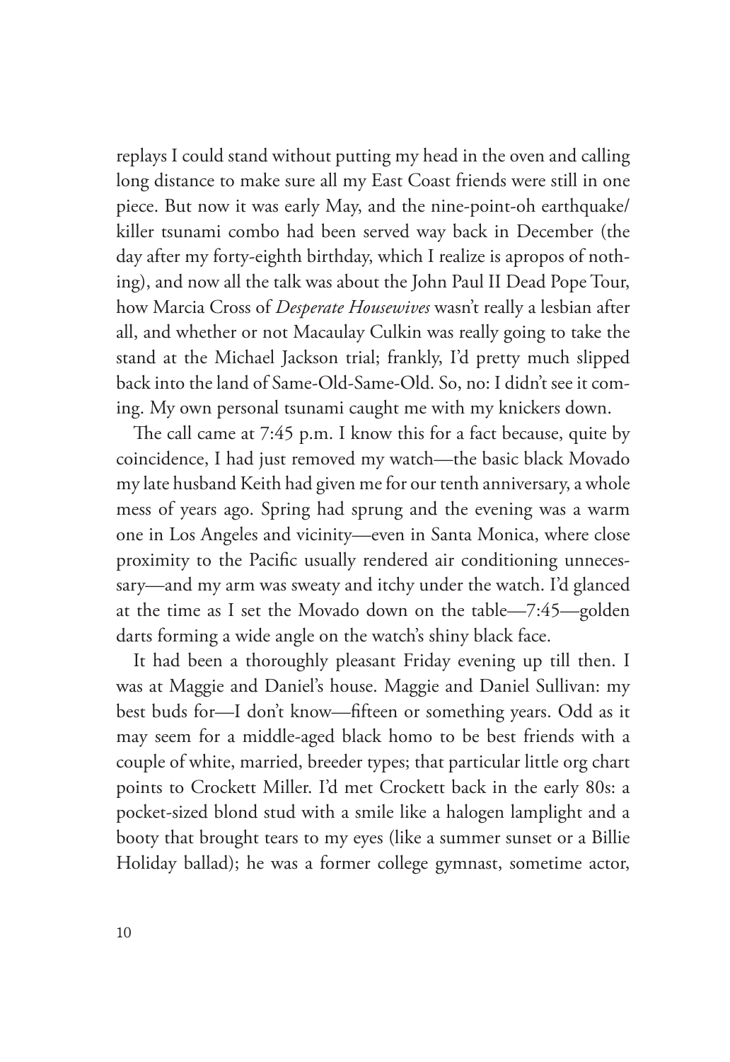replays I could stand without putting my head in the oven and calling long distance to make sure all my East Coast friends were still in one piece. But now it was early May, and the nine-point-oh earthquake/killer tsunami combo had been served way back in December (the day after my forty-eighth birthday, which I realize is apropos of nothing), and now all the talk was about the John Paul II Dead Pope Tour, how Marcia Cross of *Desperate Housewives* wasn't really a lesbian after all, and whether or not Macaulay Culkin was really going to take the stand at the Michael Jackson trial; frankly, I'd pretty much slipped back into the land of Same-Old-Same-Old. So, no: I didn't see it coming. My own personal tsunami caught me with my knickers down.

The call came at 7:45 p.m. I know this for a fact because, quite by coincidence, I had just removed my watch—the basic black Movado my late husband Keith had given me for our tenth anniversary, a whole mess of years ago. Spring had sprung and the evening was a warm one in Los Angeles and vicinity—even in Santa Monica, where close proximity to the Pacific usually rendered air conditioning unnecessary—and my arm was sweaty and itchy under the watch. I'd glanced at the time as I set the Movado down on the table—7:45—golden darts forming a wide angle on the watch's shiny black face.

It had been a thoroughly pleasant Friday evening up till then. I was at Maggie and Daniel's house. Maggie and Daniel Sullivan: my best buds for—I don't know—fifteen or something years. Odd as it may seem for a middle-aged black homo to be best friends with a couple of white, married, breeder types; that particular little org chart points to Crockett Miller. I'd met Crockett back in the early 80s: a pocket-sized blond stud with a smile like a halogen lamplight and a booty that brought tears to my eyes (like a summer sunset or a Billie Holiday ballad); he was a former college gymnast, sometime actor,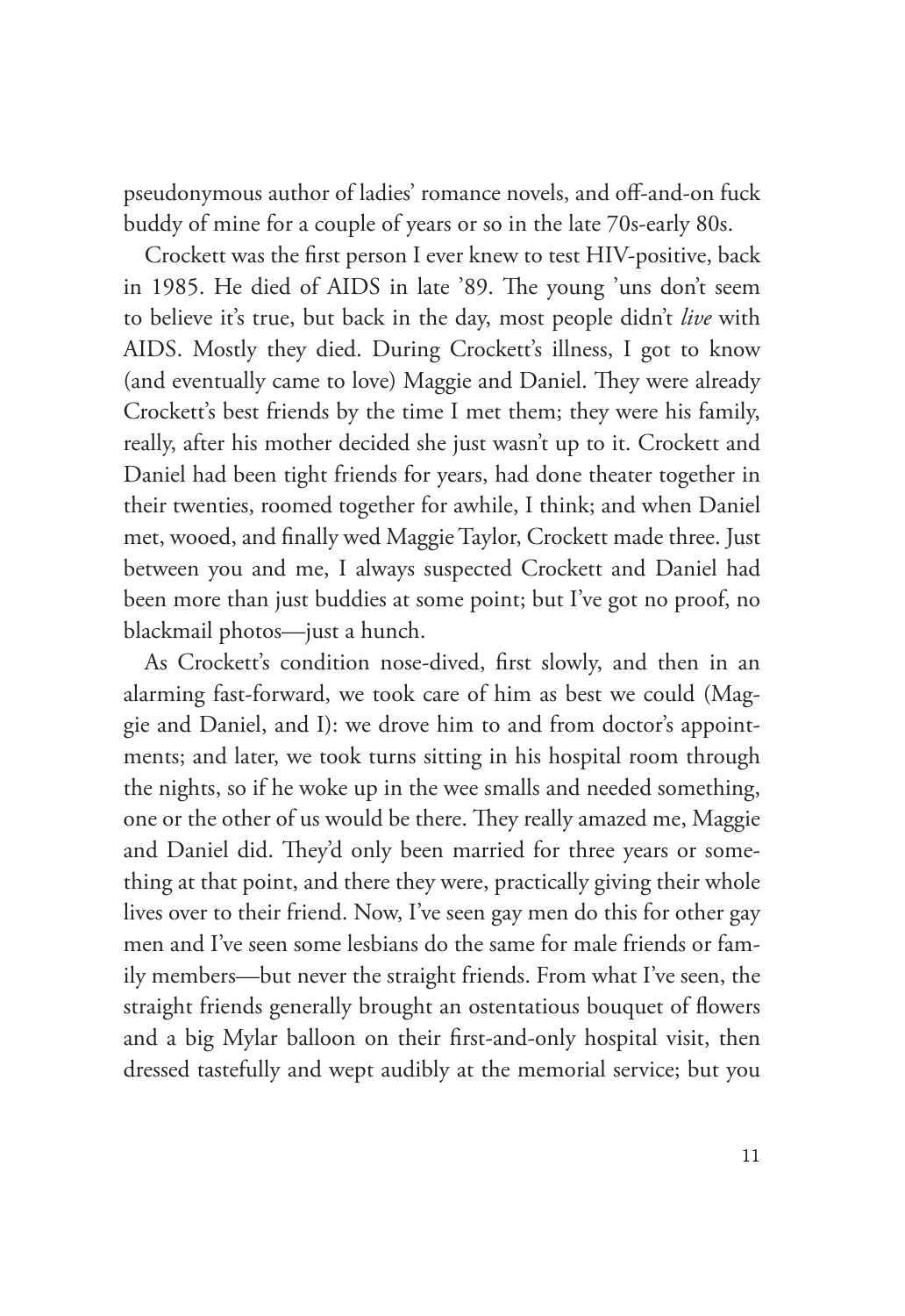pseudonymous author of ladies' romance novels, and off-and-on fuck buddy of mine for a couple of years or so in the late 70s-early 80s.

Crockett was the first person I ever knew to test HIV-positive, back in 1985. He died of AIDS in late '89. The young 'uns don't seem to believe it's true, but back in the day, most people didn't *live* with AIDS. Mostly they died. During Crockett's illness, I got to know (and eventually came to love) Maggie and Daniel. They were already Crockett's best friends by the time I met them; they were his family, really, after his mother decided she just wasn't up to it. Crockett and Daniel had been tight friends for years, had done theater together in their twenties, roomed together for awhile, I think; and when Daniel met, wooed, and finally wed Maggie Taylor, Crockett made three. Just between you and me, I always suspected Crockett and Daniel had been more than just buddies at some point; but I've got no proof, no blackmail photos—just a hunch.

As Crockett's condition nose-dived, first slowly, and then in an alarming fast-forward, we took care of him as best we could (Maggie and Daniel, and I): we drove him to and from doctor's appointments; and later, we took turns sitting in his hospital room through the nights, so if he woke up in the wee smalls and needed something, one or the other of us would be there. They really amazed me, Maggie and Daniel did. They'd only been married for three years or something at that point, and there they were, practically giving their whole lives over to their friend. Now, I've seen gay men do this for other gay men and I've seen some lesbians do the same for male friends or family members—but never the straight friends. From what I've seen, the straight friends generally brought an ostentatious bouquet of flowers and a big Mylar balloon on their first-and-only hospital visit, then dressed tastefully and wept audibly at the memorial service; but you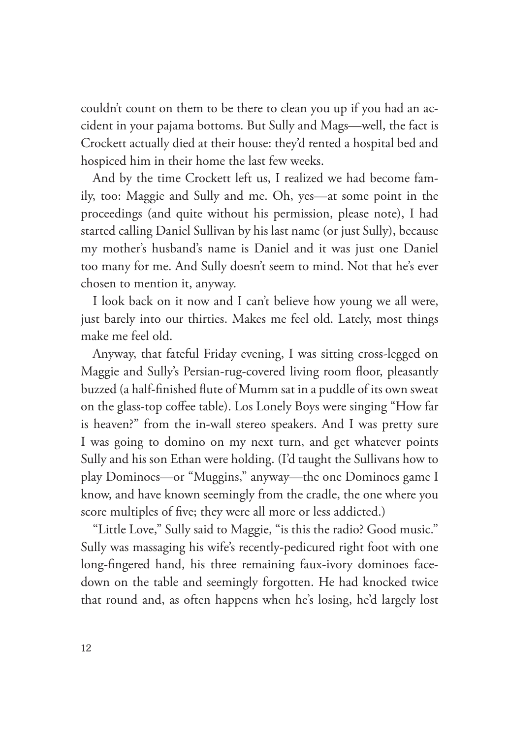couldn't count on them to be there to clean you up if you had an accident in your pajama bottoms. But Sully and Mags—well, the fact is Crockett actually died at their house: they'd rented a hospital bed and hospiced him in their home the last few weeks.

And by the time Crockett left us, I realized we had become family, too: Maggie and Sully and me. Oh, yes—at some point in the proceedings (and quite without his permission, please note), I had started calling Daniel Sullivan by his last name (or just Sully), because my mother's husband's name is Daniel and it was just one Daniel too many for me. And Sully doesn't seem to mind. Not that he's ever chosen to mention it, anyway.

I look back on it now and I can't believe how young we all were, just barely into our thirties. Makes me feel old. Lately, most things make me feel old.

Anyway, that fateful Friday evening, I was sitting cross-legged on Maggie and Sully's Persian-rug-covered living room floor, pleasantly buzzed (a half-finished flute of Mumm sat in a puddle of its own sweat on the glass-top coffee table). Los Lonely Boys were singing "How far is heaven?" from the in-wall stereo speakers. And I was pretty sure I was going to domino on my next turn, and get whatever points Sully and his son Ethan were holding. (I'd taught the Sullivans how to play Dominoes—or "Muggins," anyway—the one Dominoes game I know, and have known seemingly from the cradle, the one where you score multiples of five; they were all more or less addicted.)

"Little Love," Sully said to Maggie, "is this the radio? Good music." Sully was massaging his wife's recently-pedicured right foot with one long-fingered hand, his three remaining faux-ivory dominoes face-down on the table and seemingly forgotten. He had knocked twice that round and, as often happens when he's losing, he'd largely lost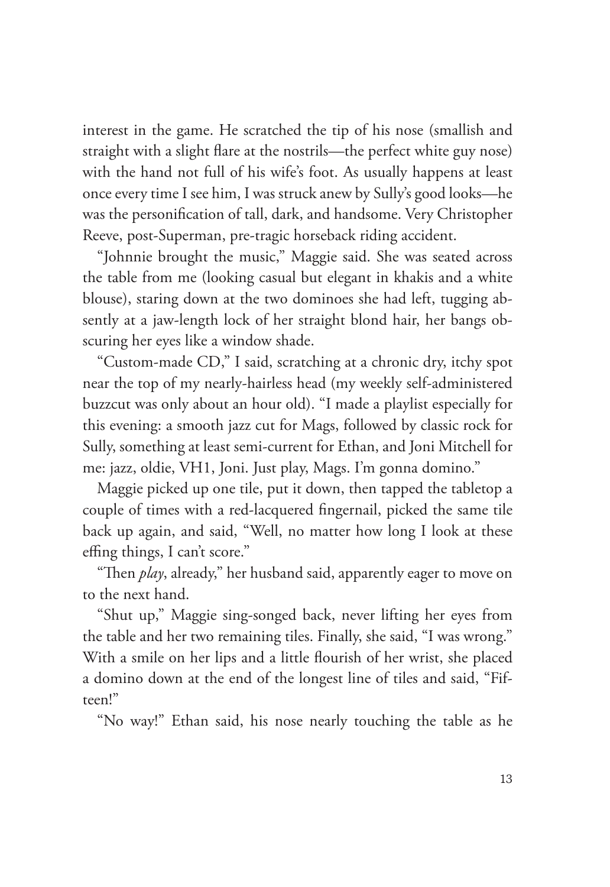interest in the game. He scratched the tip of his nose (smallish and straight with a slight flare at the nostrils—the perfect white guy nose) with the hand not full of his wife's foot. As usually happens at least once every time I see him, I was struck anew by Sully's good looks—he was the personification of tall, dark, and handsome. Very Christopher Reeve, post-Superman, pre-tragic horseback riding accident.

"Johnnie brought the music," Maggie said. She was seated across the table from me (looking casual but elegant in khakis and a white blouse), staring down at the two dominoes she had left, tugging absently at a jaw-length lock of her straight blond hair, her bangs obscuring her eyes like a window shade.

"Custom-made CD," I said, scratching at a chronic dry, itchy spot near the top of my nearly-hairless head (my weekly self-administered buzzcut was only about an hour old). "I made a playlist especially for this evening: a smooth jazz cut for Mags, followed by classic rock for Sully, something at least semi-current for Ethan, and Joni Mitchell for me: jazz, oldie, VH1, Joni. Just play, Mags. I'm gonna domino."

Maggie picked up one tile, put it down, then tapped the tabletop a couple of times with a red-lacquered fingernail, picked the same tile back up again, and said, "Well, no matter how long I look at these effing things, I can't score."

"Then *play*, already," her husband said, apparently eager to move on to the next hand.

"Shut up," Maggie sing-songed back, never lifting her eyes from the table and her two remaining tiles. Finally, she said, "I was wrong." With a smile on her lips and a little flourish of her wrist, she placed a domino down at the end of the longest line of tiles and said, "Fifteen!"

"No way!" Ethan said, his nose nearly touching the table as he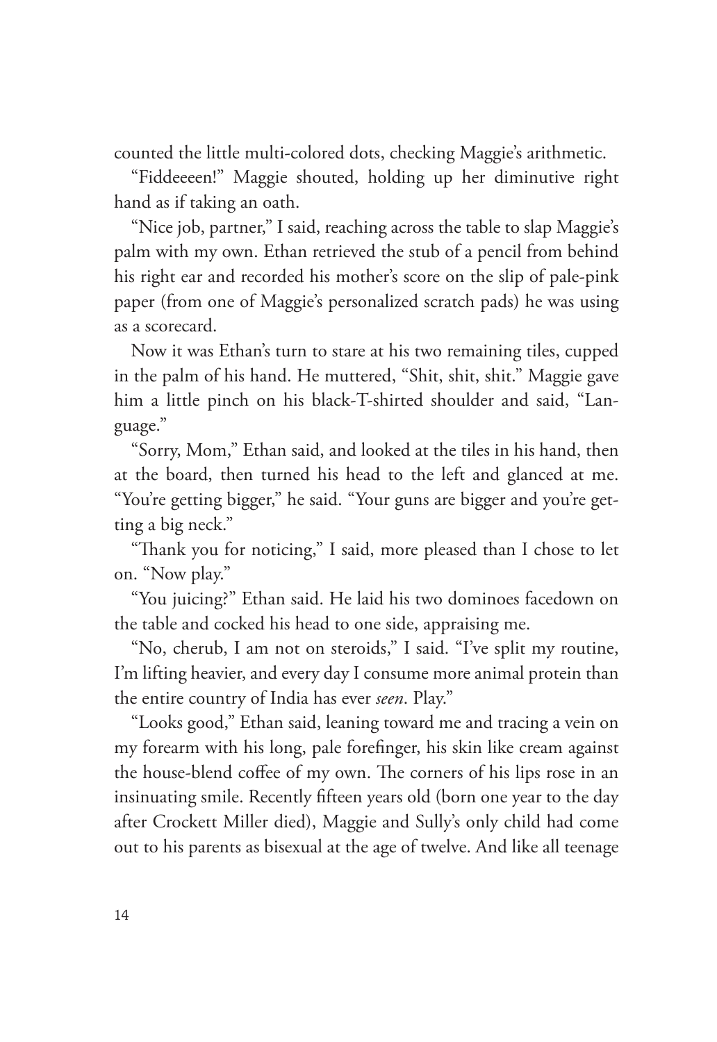counted the little multi-colored dots, checking Maggie's arithmetic.

"Fiddeeeen!" Maggie shouted, holding up her diminutive right hand as if taking an oath.

"Nice job, partner," I said, reaching across the table to slap Maggie's palm with my own. Ethan retrieved the stub of a pencil from behind his right ear and recorded his mother's score on the slip of pale-pink paper (from one of Maggie's personalized scratch pads) he was using as a scorecard.

Now it was Ethan's turn to stare at his two remaining tiles, cupped in the palm of his hand. He muttered, "Shit, shit, shit." Maggie gave him a little pinch on his black-T-shirted shoulder and said, "Language."

"Sorry, Mom," Ethan said, and looked at the tiles in his hand, then at the board, then turned his head to the left and glanced at me. "You're getting bigger," he said. "Your guns are bigger and you're getting a big neck."

"Thank you for noticing," I said, more pleased than I chose to let on. "Now play."

"You juicing?" Ethan said. He laid his two dominoes facedown on the table and cocked his head to one side, appraising me.

"No, cherub, I am not on steroids," I said. "I've split my routine, I'm lifting heavier, and every day I consume more animal protein than the entire country of India has ever *seen*. Play."

"Looks good," Ethan said, leaning toward me and tracing a vein on my forearm with his long, pale forefinger, his skin like cream against the house-blend coffee of my own. The corners of his lips rose in an insinuating smile. Recently fifteen years old (born one year to the day after Crockett Miller died), Maggie and Sully's only child had come out to his parents as bisexual at the age of twelve. And like all teenage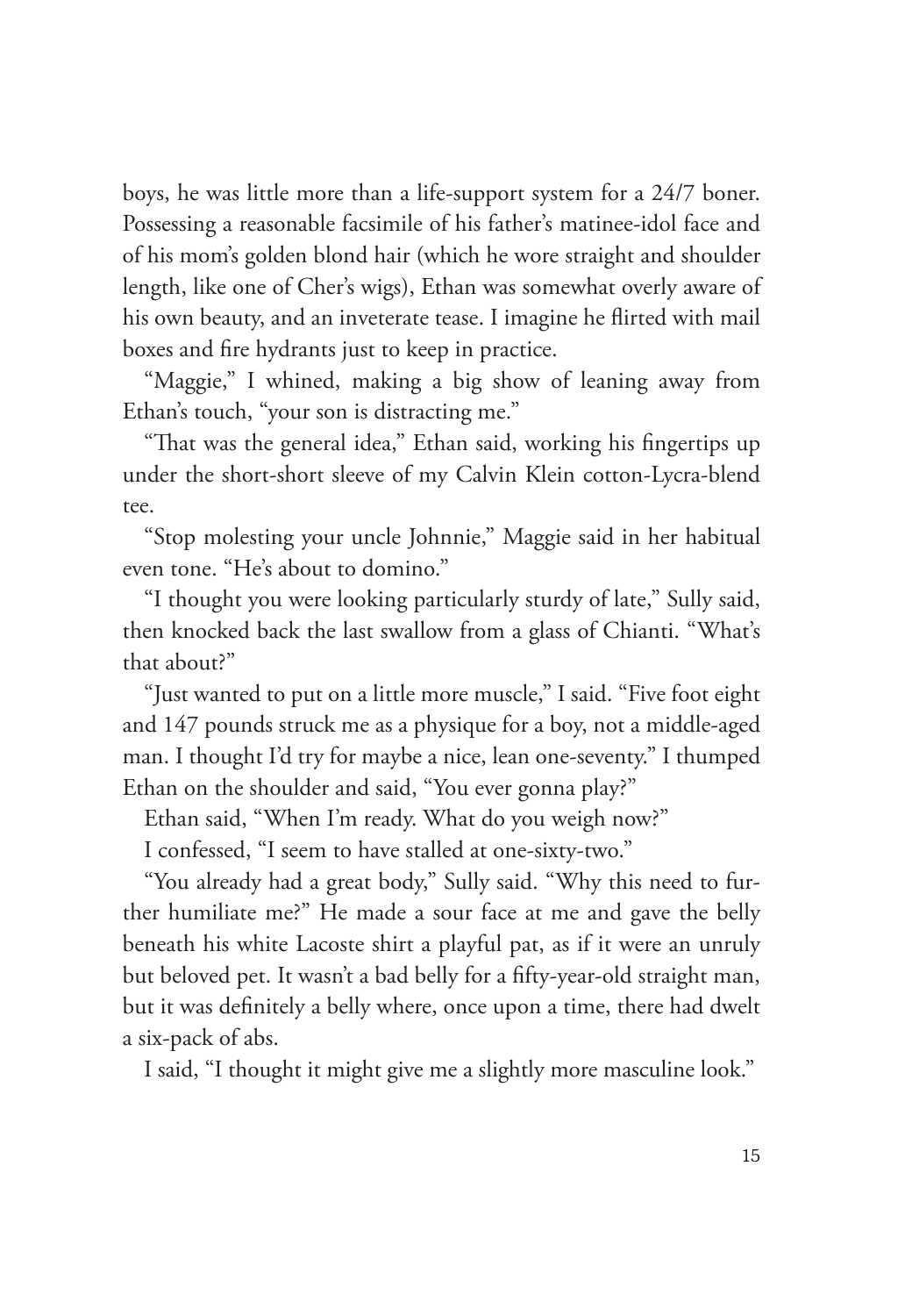boys, he was little more than a life-support system for a 24/7 boner. Possessing a reasonable facsimile of his father's matinee-idol face and of his mom's golden blond hair (which he wore straight and shoulder length, like one of Cher's wigs), Ethan was somewhat overly aware of his own beauty, and an inveterate tease. I imagine he flirted with mail boxes and fire hydrants just to keep in practice.

"Maggie," I whined, making a big show of leaning away from Ethan's touch, "your son is distracting me."

"That was the general idea," Ethan said, working his fingertips up under the short-short sleeve of my Calvin Klein cotton-Lycra-blend tee.

"Stop molesting your uncle Johnnie," Maggie said in her habitual even tone. "He's about to domino."

"I thought you were looking particularly sturdy of late," Sully said, then knocked back the last swallow from a glass of Chianti. "What's that about?"

"Just wanted to put on a little more muscle," I said. "Five foot eight and 147 pounds struck me as a physique for a boy, not a middle-aged man. I thought I'd try for maybe a nice, lean one-seventy." I thumped Ethan on the shoulder and said, "You ever gonna play?"

Ethan said, "When I'm ready. What do you weigh now?"

I confessed, "I seem to have stalled at one-sixty-two."

"You already had a great body," Sully said. "Why this need to further humiliate me?" He made a sour face at me and gave the belly beneath his white Lacoste shirt a playful pat, as if it were an unruly but beloved pet. It wasn't a bad belly for a fifty-year-old straight man, but it was definitely a belly where, once upon a time, there had dwelt a six-pack of abs.

I said, "I thought it might give me a slightly more masculine look."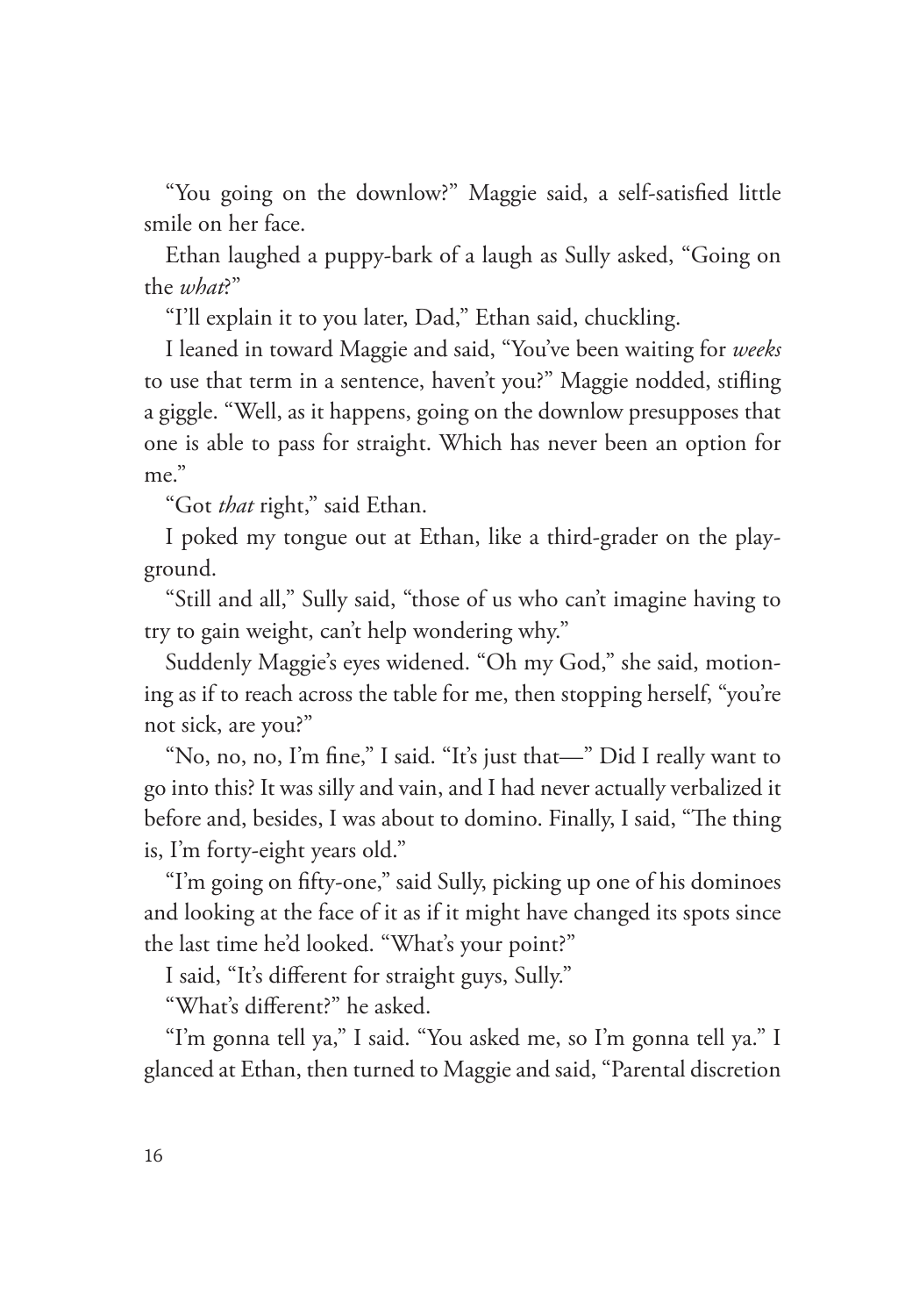"You going on the downlow?" Maggie said, a self-satisfied little smile on her face.

Ethan laughed a puppy-bark of a laugh as Sully asked, "Going on the *what*?"

"I'll explain it to you later, Dad," Ethan said, chuckling.

I leaned in toward Maggie and said, "You've been waiting for *weeks* to use that term in a sentence, haven't you?" Maggie nodded, stifling a giggle. "Well, as it happens, going on the downlow presupposes that one is able to pass for straight. Which has never been an option for me."

"Got *that* right," said Ethan.

I poked my tongue out at Ethan, like a third-grader on the playground.

"Still and all," Sully said, "those of us who can't imagine having to try to gain weight, can't help wondering why."

Suddenly Maggie's eyes widened. "Oh my God," she said, motioning as if to reach across the table for me, then stopping herself, "you're not sick, are you?"

"No, no, no, I'm fine," I said. "It's just that—" Did I really want to go into this? It was silly and vain, and I had never actually verbalized it before and, besides, I was about to domino. Finally, I said, "The thing is, I'm forty-eight years old."

"I'm going on fifty-one," said Sully, picking up one of his dominoes and looking at the face of it as if it might have changed its spots since the last time he'd looked. "What's your point?"

I said, "It's different for straight guys, Sully."

"What's different?" he asked.

"I'm gonna tell ya," I said. "You asked me, so I'm gonna tell ya." I glanced at Ethan, then turned to Maggie and said, "Parental discretion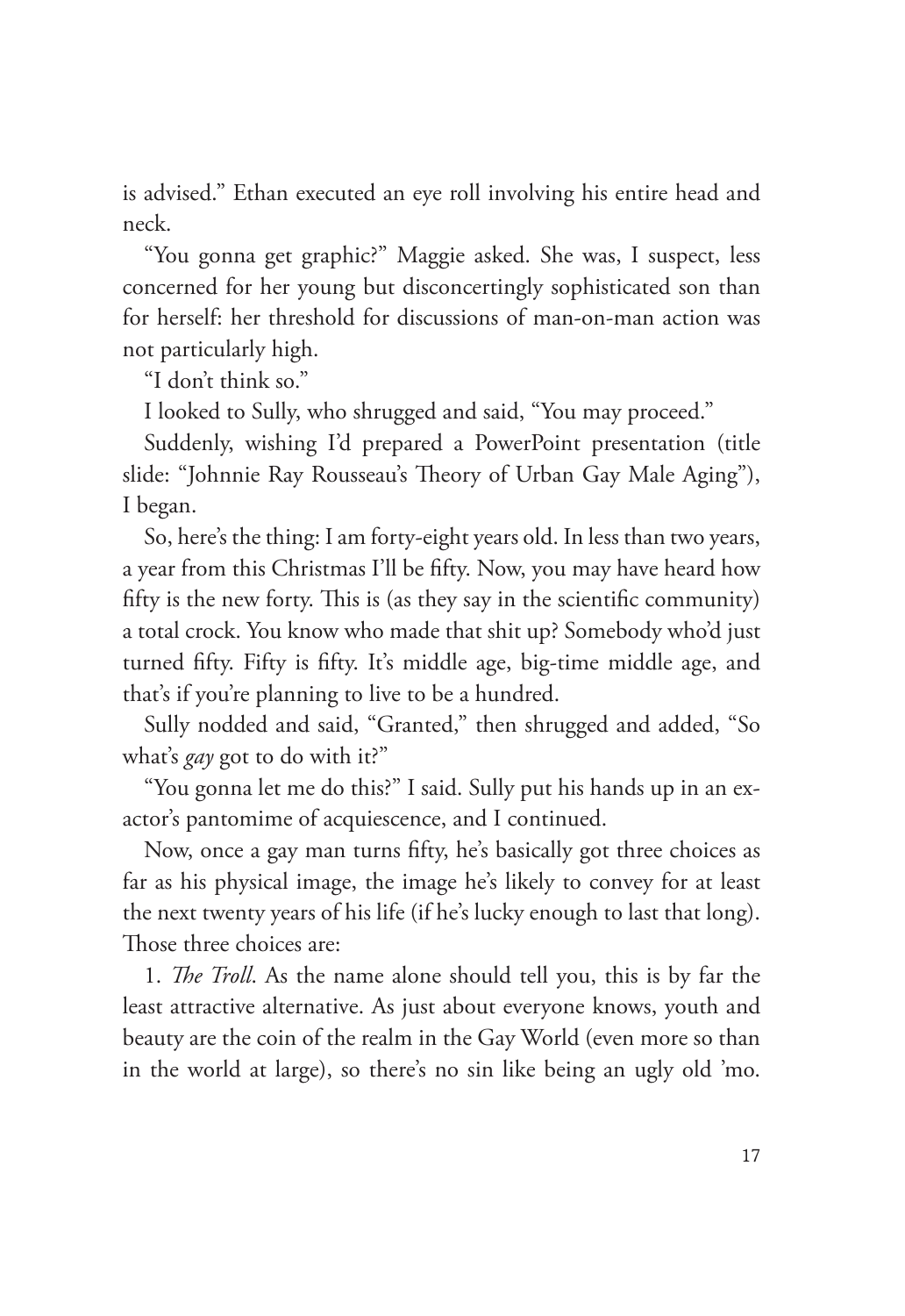is advised." Ethan executed an eye roll involving his entire head and neck.

"You gonna get graphic?" Maggie asked. She was, I suspect, less concerned for her young but disconcertingly sophisticated son than for herself: her threshold for discussions of man-on-man action was not particularly high.

"I don't think so."

I looked to Sully, who shrugged and said, "You may proceed."

Suddenly, wishing I'd prepared a PowerPoint presentation (title slide: "Johnnie Ray Rousseau's Theory of Urban Gay Male Aging"), I began.

So, here's the thing: I am forty-eight years old. In less than two years, a year from this Christmas I'll be fifty. Now, you may have heard how fifty is the new forty. This is (as they say in the scientific community) a total crock. You know who made that shit up? Somebody who'd just turned fifty. Fifty is fifty. It's middle age, big-time middle age, and that's if you're planning to live to be a hundred.

Sully nodded and said, "Granted," then shrugged and added, "So what's *gay* got to do with it?"

"You gonna let me do this?" I said. Sully put his hands up in an ex-actor's pantomime of acquiescence, and I continued.

Now, once a gay man turns fifty, he's basically got three choices as far as his physical image, the image he's likely to convey for at least the next twenty years of his life (if he's lucky enough to last that long). Those three choices are:

1. *The Troll.* As the name alone should tell you, this is by far the least attractive alternative. As just about everyone knows, youth and beauty are the coin of the realm in the Gay World (even more so than in the world at large), so there's no sin like being an ugly old 'mo.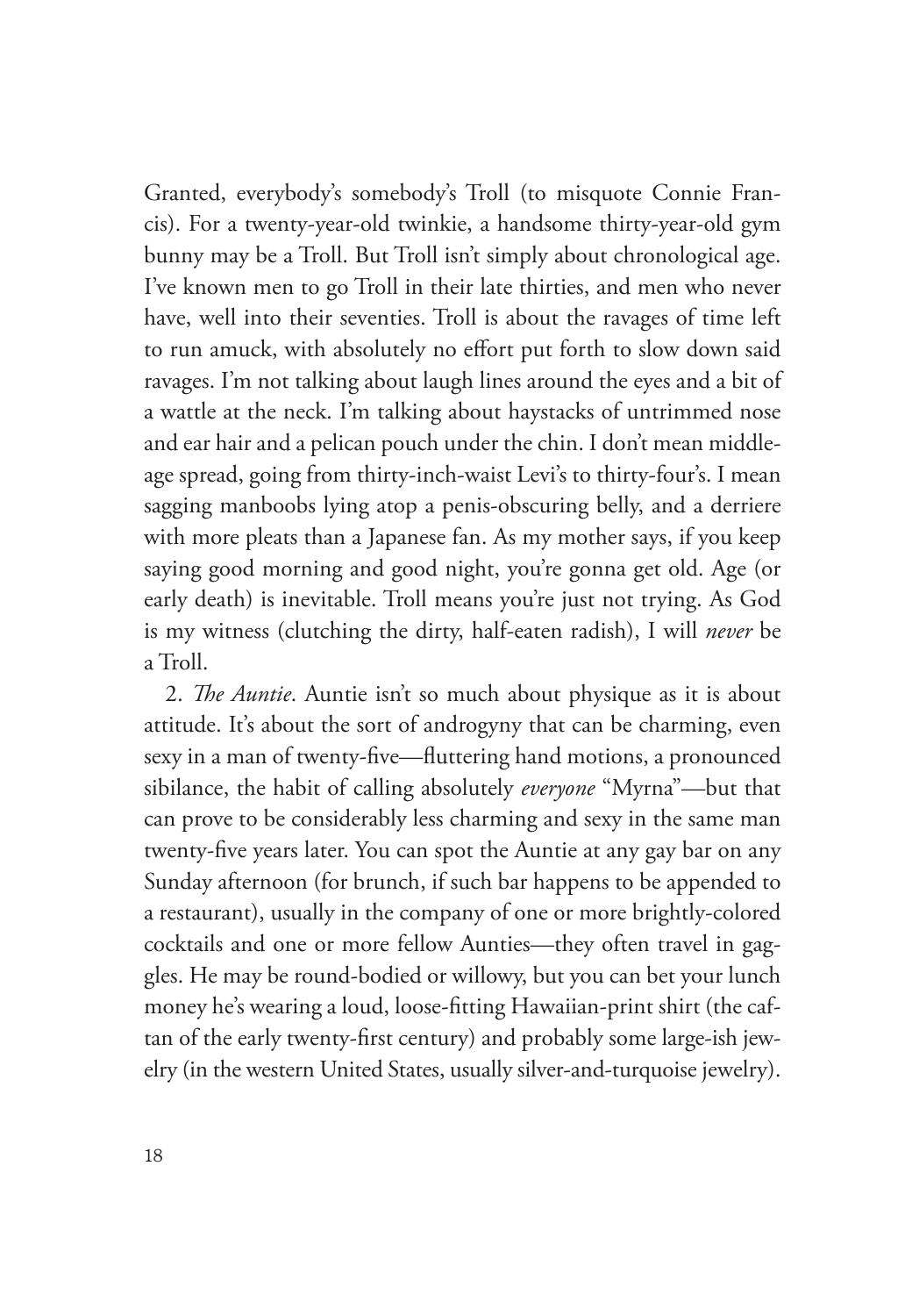Granted, everybody's somebody's Troll (to misquote Connie Francis). For a twenty-year-old twinkie, a handsome thirty-year-old gym bunny may be a Troll. But Troll isn't simply about chronological age. I've known men to go Troll in their late thirties, and men who never have, well into their seventies. Troll is about the ravages of time left to run amuck, with absolutely no effort put forth to slow down said ravages. I'm not talking about laugh lines around the eyes and a bit of a wattle at the neck. I'm talking about haystacks of untrimmed nose and ear hair and a pelican pouch under the chin. I don't mean middle-age spread, going from thirty-inch-waist Levi's to thirty-four's. I mean sagging manboobs lying atop a penis-obscuring belly, and a derriere with more pleats than a Japanese fan. As my mother says, if you keep saying good morning and good night, you're gonna get old. Age (or early death) is inevitable. Troll means you're just not trying. As God is my witness (clutching the dirty, half-eaten radish), I will *never* be a Troll.

2. *The Auntie*. Auntie isn't so much about physique as it is about attitude. It's about the sort of androgyny that can be charming, even sexy in a man of twenty-five—fluttering hand motions, a pronounced sibilance, the habit of calling absolutely *everyone* "Myrna"—but that can prove to be considerably less charming and sexy in the same man twenty-five years later. You can spot the Auntie at any gay bar on any Sunday afternoon (for brunch, if such bar happens to be appended to a restaurant), usually in the company of one or more brightly-colored cocktails and one or more fellow Aunties—they often travel in gaggles. He may be round-bodied or willowy, but you can bet your lunch money he's wearing a loud, loose-fitting Hawaiian-print shirt (the caftan of the early twenty-first century) and probably some large-ish jewelry (in the western United States, usually silver-and-turquoise jewelry).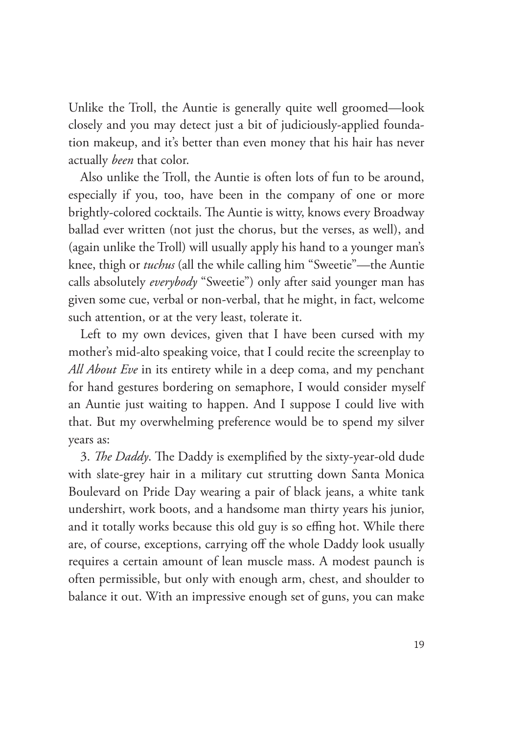Unlike the Troll, the Auntie is generally quite well groomed—look closely and you may detect just a bit of judiciously-applied foundation makeup, and it's better than even money that his hair has never actually *been* that color.

Also unlike the Troll, the Auntie is often lots of fun to be around, especially if you, too, have been in the company of one or more brightly-colored cocktails. The Auntie is witty, knows every Broadway ballad ever written (not just the chorus, but the verses, as well), and (again unlike the Troll) will usually apply his hand to a younger man's knee, thigh or *tuchus* (all the while calling him "Sweetie"—the Auntie calls absolutely *everybody* "Sweetie") only after said younger man has given some cue, verbal or non-verbal, that he might, in fact, welcome such attention, or at the very least, tolerate it.

Left to my own devices, given that I have been cursed with my mother's mid-alto speaking voice, that I could recite the screenplay to *All About Eve* in its entirety while in a deep coma, and my penchant for hand gestures bordering on semaphore, I would consider myself an Auntie just waiting to happen. And I suppose I could live with that. But my overwhelming preference would be to spend my silver years as:

3. *The Daddy*. The Daddy is exemplified by the sixty-year-old dude with slate-grey hair in a military cut strutting down Santa Monica Boulevard on Pride Day wearing a pair of black jeans, a white tank undershirt, work boots, and a handsome man thirty years his junior, and it totally works because this old guy is so effing hot. While there are, of course, exceptions, carrying off the whole Daddy look usually requires a certain amount of lean muscle mass. A modest paunch is often permissible, but only with enough arm, chest, and shoulder to balance it out. With an impressive enough set of guns, you can make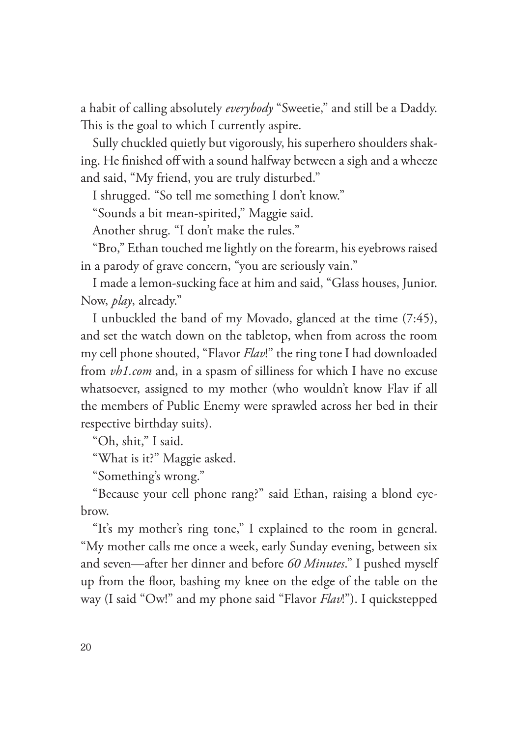a habit of calling absolutely *everybody* "Sweetie," and still be a Daddy. This is the goal to which I currently aspire.

Sully chuckled quietly but vigorously, his superhero shoulders shaking. He finished off with a sound halfway between a sigh and a wheeze and said, "My friend, you are truly disturbed."

I shrugged. "So tell me something I don't know."

"Sounds a bit mean-spirited," Maggie said.

Another shrug. "I don't make the rules."

"Bro," Ethan touched me lightly on the forearm, his eyebrows raised in a parody of grave concern, "you are seriously vain."

I made a lemon-sucking face at him and said, "Glass houses, Junior. Now, *play*, already."

I unbuckled the band of my Movado, glanced at the time (7:45), and set the watch down on the tabletop, when from across the room my cell phone shouted, "Flavor *Flav*!" the ring tone I had downloaded from *vh1.com* and, in a spasm of silliness for which I have no excuse whatsoever, assigned to my mother (who wouldn't know Flav if all the members of Public Enemy were sprawled across her bed in their respective birthday suits).

"Oh, shit," I said.

"What is it?" Maggie asked.

"Something's wrong."

"Because your cell phone rang?" said Ethan, raising a blond eyebrow.

"It's my mother's ring tone," I explained to the room in general. "My mother calls me once a week, early Sunday evening, between six and seven—after her dinner and before *60 Minutes*." I pushed myself up from the floor, bashing my knee on the edge of the table on the way (I said "Ow!" and my phone said "Flavor *Flav*!"). I quickstepped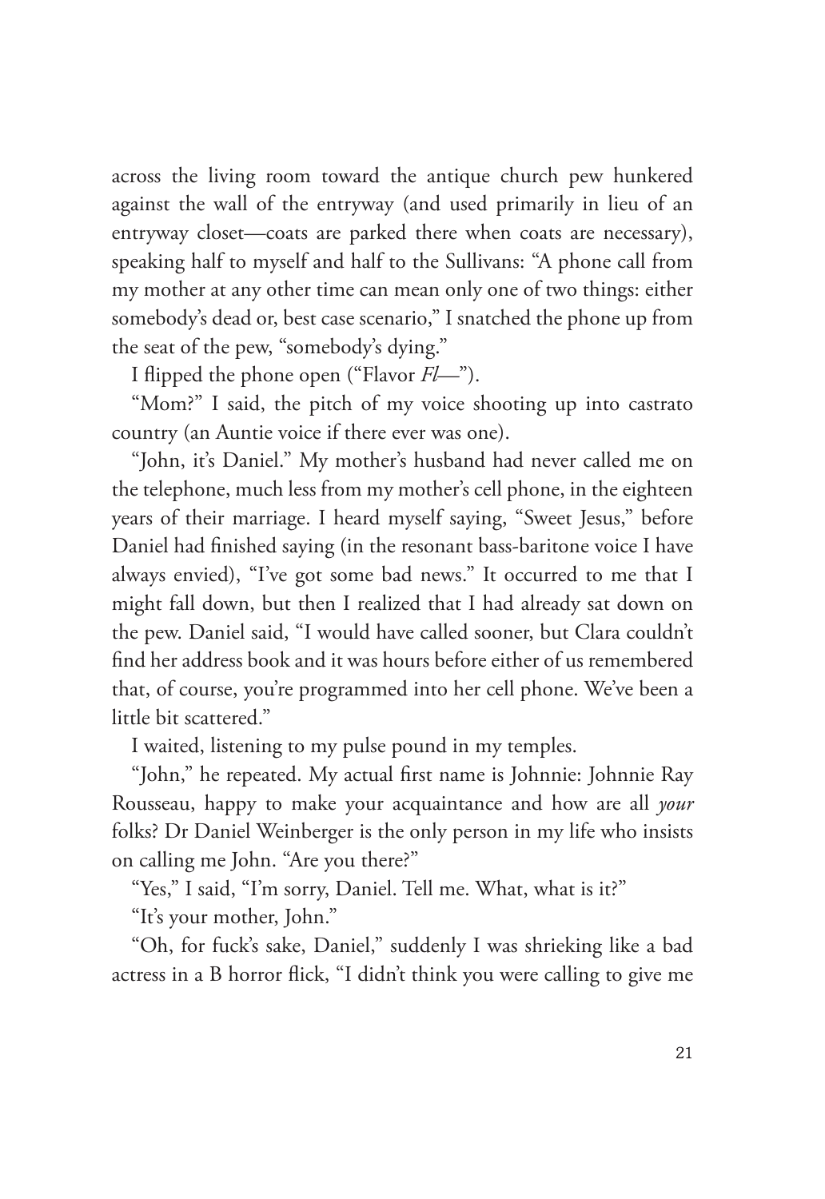across the living room toward the antique church pew hunkered against the wall of the entryway (and used primarily in lieu of an entryway closet—coats are parked there when coats are necessary), speaking half to myself and half to the Sullivans: "A phone call from my mother at any other time can mean only one of two things: either somebody's dead or, best case scenario," I snatched the phone up from the seat of the pew, "somebody's dying."

I flipped the phone open ("Flavor *Fl*—").

"Mom?" I said, the pitch of my voice shooting up into castrato country (an Auntie voice if there ever was one).

"John, it's Daniel." My mother's husband had never called me on the telephone, much less from my mother's cell phone, in the eighteen years of their marriage. I heard myself saying, "Sweet Jesus," before Daniel had finished saying (in the resonant bass-baritone voice I have always envied), "I've got some bad news." It occurred to me that I might fall down, but then I realized that I had already sat down on the pew. Daniel said, "I would have called sooner, but Clara couldn't find her address book and it was hours before either of us remembered that, of course, you're programmed into her cell phone. We've been a little bit scattered."

I waited, listening to my pulse pound in my temples.

"John," he repeated. My actual first name is Johnnie: Johnnie Ray Rousseau, happy to make your acquaintance and how are all *your* folks? Dr Daniel Weinberger is the only person in my life who insists on calling me John. "Are you there?"

"Yes," I said, "I'm sorry, Daniel. Tell me. What, what is it?"

"It's your mother, John."

"Oh, for fuck's sake, Daniel," suddenly I was shrieking like a bad actress in a B horror flick, "I didn't think you were calling to give me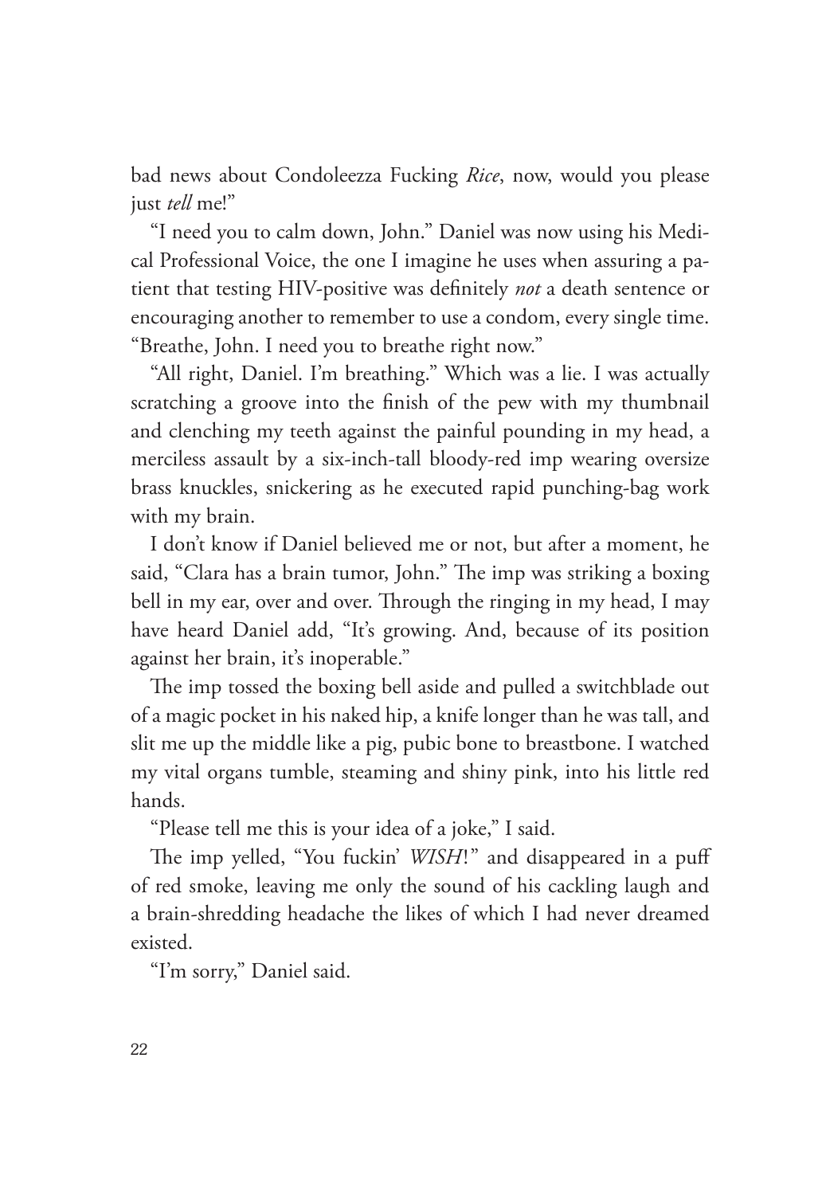bad news about Condoleezza Fucking *Rice*, now, would you please just *tell* me!"

"I need you to calm down, John." Daniel was now using his Medical Professional Voice, the one I imagine he uses when assuring a patient that testing HIV-positive was definitely *not* a death sentence or encouraging another to remember to use a condom, every single time. "Breathe, John. I need you to breathe right now."

"All right, Daniel. I'm breathing." Which was a lie. I was actually scratching a groove into the finish of the pew with my thumbnail and clenching my teeth against the painful pounding in my head, a merciless assault by a six-inch-tall bloody-red imp wearing oversize brass knuckles, snickering as he executed rapid punching-bag work with my brain.

I don't know if Daniel believed me or not, but after a moment, he said, "Clara has a brain tumor, John." The imp was striking a boxing bell in my ear, over and over. Through the ringing in my head, I may have heard Daniel add, "It's growing. And, because of its position against her brain, it's inoperable."

The imp tossed the boxing bell aside and pulled a switchblade out of a magic pocket in his naked hip, a knife longer than he was tall, and slit me up the middle like a pig, pubic bone to breastbone. I watched my vital organs tumble, steaming and shiny pink, into his little red hands.

"Please tell me this is your idea of a joke," I said.

The imp yelled, "You fuckin' *WISH*!" and disappeared in a puff of red smoke, leaving me only the sound of his cackling laugh and a brain-shredding headache the likes of which I had never dreamed existed.

"I'm sorry," Daniel said.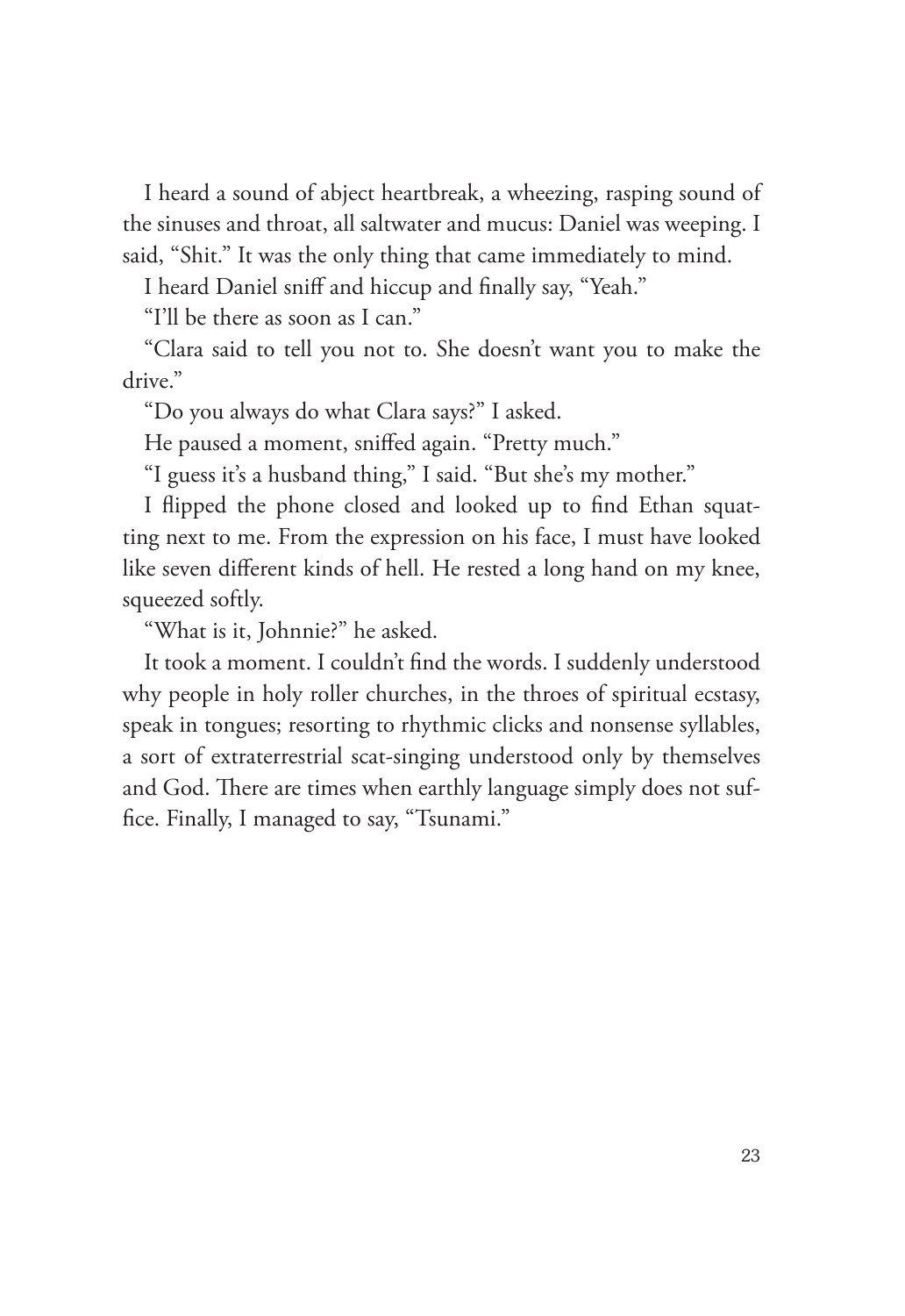I heard a sound of abject heartbreak, a wheezing, rasping sound of the sinuses and throat, all saltwater and mucus: Daniel was weeping. I said, "Shit." It was the only thing that came immediately to mind.

I heard Daniel sniff and hiccup and finally say, "Yeah."

"I'll be there as soon as I can."

"Clara said to tell you not to. She doesn't want you to make the drive."

"Do you always do what Clara says?" I asked.

He paused a moment, sniffed again. "Pretty much."

"I guess it's a husband thing," I said. "But she's my mother."

I flipped the phone closed and looked up to find Ethan squatting next to me. From the expression on his face, I must have looked like seven different kinds of hell. He rested a long hand on my knee, squeezed softly.

"What is it, Johnnie?" he asked.

It took a moment. I couldn't find the words. I suddenly understood why people in holy roller churches, in the throes of spiritual ecstasy, speak in tongues; resorting to rhythmic clicks and nonsense syllables, a sort of extraterrestrial scat-singing understood only by themselves and God. There are times when earthly language simply does not suffice. Finally, I managed to say, "Tsunami."